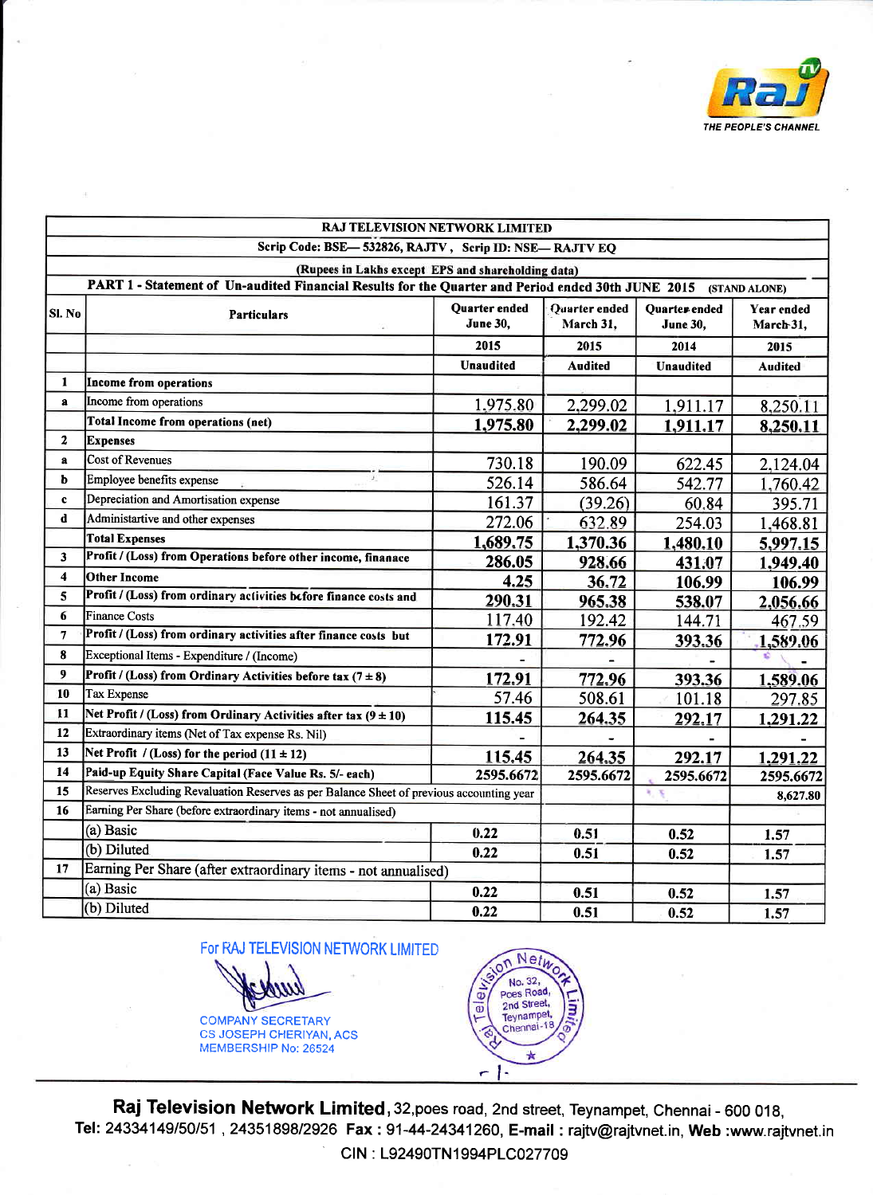Raj TV — THE PEOPLE'S CHANNEL

| RAJ TELEVISION NETWORK LIMITED | | | | | |
|---|---|---|---|---|---|
| Scrip Code: BSE— 532826, RAJTV , Scrip ID: NSE— RAJTV EQ | | | | | |
| (Rupees in Lakhs except EPS and shareholding data) | | | | | |
| PART 1 - Statement of Un-audited Financial Results for the Quarter and Period ended 30th JUNE 2015 (STAND ALONE) | | | | | |
| Sl. No | Particulars | Quarter ended June 30, | Quarter ended March 31, | Quarter ended June 30, | Year ended March 31, |
| | | 2015 | 2015 | 2014 | 2015 |
| | | Unaudited | Audited | Unaudited | Audited |
| 1 | **Income from operations** | | | | |
| a | Income from operations | 1,975.80 | 2,299.02 | 1,911.17 | 8,250.11 |
| | **Total Income from operations (net)** | **1,975.80** | **2,299.02** | **1,911.17** | **8,250.11** |
| 2 | **Expenses** | | | | |
| a | Cost of Revenues | 730.18 | 190.09 | 622.45 | 2,124.04 |
| b | Employee benefits expense | 526.14 | 586.64 | 542.77 | 1,760.42 |
| c | Depreciation and Amortisation expense | 161.37 | (39.26) | 60.84 | 395.71 |
| d | Administartive and other expenses | 272.06 | 632.89 | 254.03 | 1,468.81 |
| | **Total Expenses** | **1,689.75** | **1,370.36** | **1,480.10** | **5,997.15** |
| 3 | **Profit / (Loss) from Operations before other income, finanace** | **286.05** | **928.66** | **431.07** | **1,949.40** |
| 4 | **Other Income** | **4.25** | **36.72** | **106.99** | **106.99** |
| 5 | **Profit / (Loss) from ordinary activities before finance costs and** | **290.31** | **965.38** | **538.07** | **2,056.66** |
| 6 | Finance Costs | 117.40 | 192.42 | 144.71 | 467.59 |
| 7 | **Profit / (Loss) from ordinary activities after finance costs but** | **172.91** | **772.96** | **393.36** | **1,589.06** |
| 8 | Exceptional Items - Expenditure / (Income) | - | - | - | - |
| 9 | **Profit / (Loss) from Ordinary Activities before tax (7 ± 8)** | **172.91** | **772.96** | **393.36** | **1,589.06** |
| 10 | Tax Expense | 57.46 | 508.61 | 101.18 | 297.85 |
| 11 | **Net Profit / (Loss) from Ordinary Activities after tax (9 ± 10)** | **115.45** | **264.35** | **292.17** | **1,291.22** |
| 12 | Extraordinary items (Net of Tax expense Rs. Nil) | - | - | - | - |
| 13 | **Net Profit / (Loss) for the period (11 ± 12)** | **115.45** | **264.35** | **292.17** | **1,291.22** |
| 14 | **Paid-up Equity Share Capital (Face Value Rs. 5/- each)** | **2595.6672** | **2595.6672** | **2595.6672** | **2595.6672** |
| 15 | Reserves Excluding Revaluation Reserves as per Balance Sheet of previous accounting year | | | | **8,627.80** |
| 16 | Earning Per Share (before extraordinary items - not annualised) | | | | |
| | (a) Basic | **0.22** | **0.51** | **0.52** | **1.57** |
| | (b) Diluted | **0.22** | **0.51** | **0.52** | **1.57** |
| 17 | Earning Per Share (after extraordinary items - not annualised) | | | | |
| | (a) Basic | **0.22** | **0.51** | **0.52** | **1.57** |
| | (b) Diluted | **0.22** | **0.51** | **0.52** | **1.57** |

For RAJ TELEVISION NETWORK LIMITED

COMPANY SECRETARY
CS JOSEPH CHERIYAN, ACS
MEMBERSHIP No: 26524

Raj Television Network Limited, No. 32, Poes Road, 2nd Street, Teynampet, Chennai-18

**Raj Television Network Limited**, 32,poes road, 2nd street, Teynampet, Chennai - 600 018,
**Tel:** 24334149/50/51 , 24351898/2926 **Fax :** 91-44-24341260, **E-mail :** rajtv@rajtvnet.in, **Web :**www.rajtvnet.in
CIN : L92490TN1994PLC027709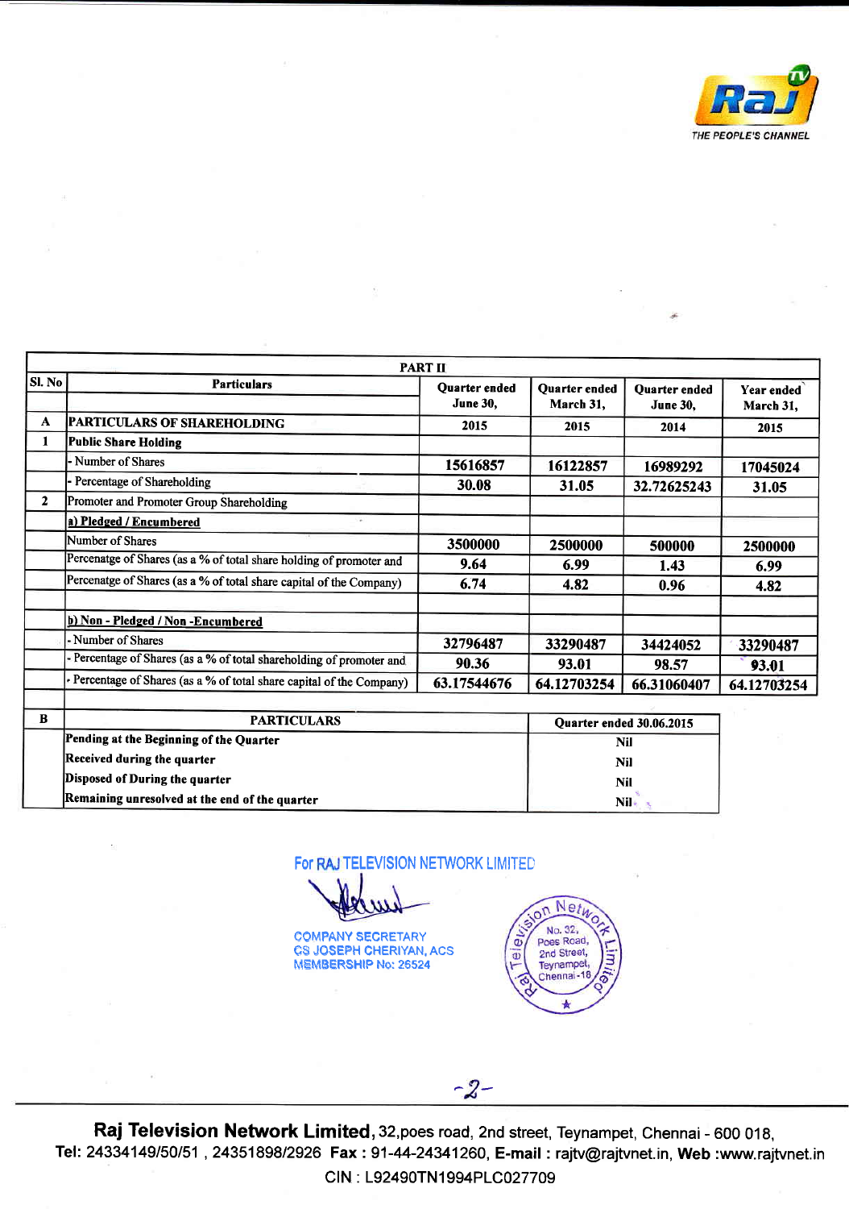| PART II | | | | | |
|---|---|---|---|---|---|
| Sl. No | Particulars | Quarter ended June 30, | Quarter ended March 31, | Quarter ended June 30, | Year ended March 31, |
| A | PARTICULARS OF SHAREHOLDING | 2015 | 2015 | 2014 | 2015 |
| 1 | Public Share Holding | | | | |
| | - Number of Shares | 15616857 | 16122857 | 16989292 | 17045024 |
| | - Percentage of Shareholding | 30.08 | 31.05 | 32.72625243 | 31.05 |
| 2 | Promoter and Promoter Group Shareholding | | | | |
| | a) Pledged / Encumbered | | | | |
| | Number of Shares | 3500000 | 2500000 | 500000 | 2500000 |
| | Percenatge of Shares (as a % of total share holding of promoter and | 9.64 | 6.99 | 1.43 | 6.99 |
| | Percenatge of Shares (as a % of total share capital of the Company) | 6.74 | 4.82 | 0.96 | 4.82 |
| | | | | | |
| | b) Non - Pledged / Non -Encumbered | | | | |
| | - Number of Shares | 32796487 | 33290487 | 34424052 | 33290487 |
| | - Percentage of Shares (as a % of total shareholding of promoter and | 90.36 | 93.01 | 98.57 | 93.01 |
| | - Percentage of Shares (as a % of total share capital of the Company) | 63.17544676 | 64.12703254 | 66.31060407 | 64.12703254 |

| B | PARTICULARS | Quarter ended 30.06.2015 |
|---|---|---|
| | Pending at the Beginning of the Quarter | Nil |
| | Received during the quarter | Nil |
| | Disposed of During the quarter | Nil |
| | Remaining unresolved at the end of the quarter | Nil |

For RAJ TELEVISION NETWORK LIMITED

COMPANY SECRETARY
CS JOSEPH CHERIYAN, ACS
MEMBERSHIP No: 26524

Raj Television Network Limited, No. 32, Poes Road, 2nd Street, Teynampet, Chennai-18

**Raj Television Network Limited**, 32,poes road, 2nd street, Teynampet, Chennai - 600 018,
Tel: 24334149/50/51 , 24351898/2926 **Fax :** 91-44-24341260, **E-mail :** rajtv@rajtvnet.in, **Web :**www.rajtvnet.in
CIN : L92490TN1994PLC027709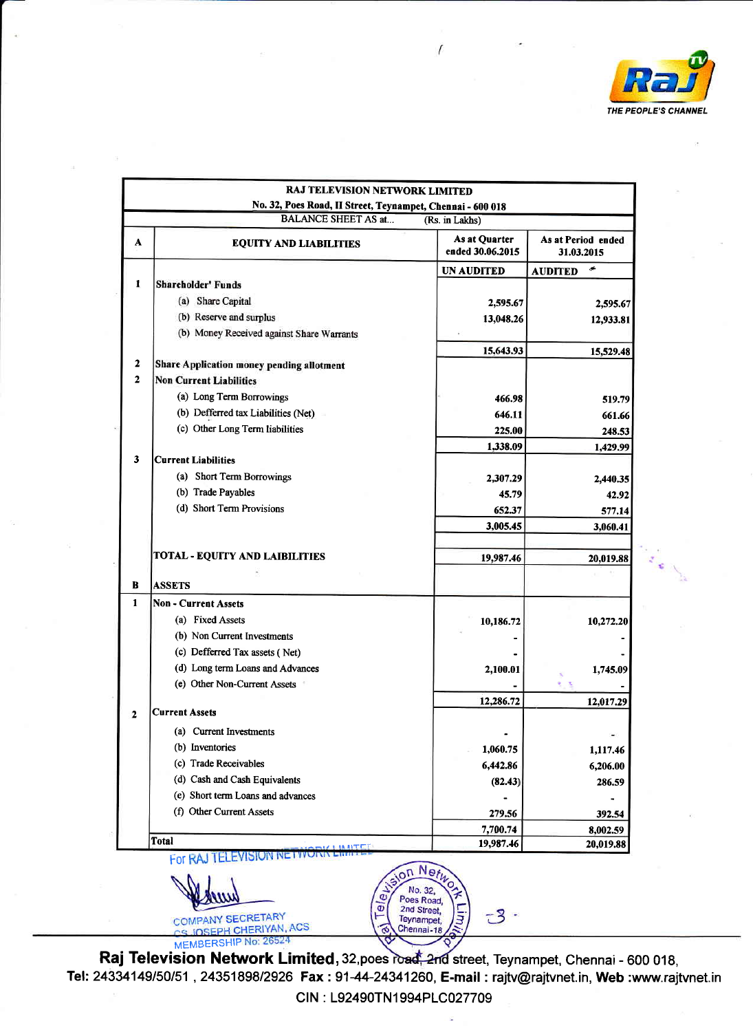RAJ TELEVISION NETWORK LIMITED

No. 32, Poes Road, II Street, Teynampet, Chennai - 600 018

BALANCE SHEET AS at... (Rs. in Lakhs)

| A | EQUITY AND LIABILITIES | As at Quarter ended 30.06.2015 | As at Period ended 31.03.2015 |
|---|---|---|---|
| | | UN AUDITED | AUDITED |
| 1 | **Shareholder' Funds** | | |
| | (a) Share Capital | 2,595.67 | 2,595.67 |
| | (b) Reserve and surplus | 13,048.26 | 12,933.81 |
| | (b) Money Received against Share Warrants | | |
| | | 15,643.93 | 15,529.48 |
| 2 | **Share Application money pending allotment** | | |
| 2 | **Non Current Liabilities** | | |
| | (a) Long Term Borrowings | 466.98 | 519.79 |
| | (b) Defferred tax Liabilities (Net) | 646.11 | 661.66 |
| | (c) Other Long Term liabilities | 225.00 | 248.53 |
| | | 1,338.09 | 1,429.99 |
| 3 | **Current Liabilities** | | |
| | (a) Short Term Borrowings | 2,307.29 | 2,440.35 |
| | (b) Trade Payables | 45.79 | 42.92 |
| | (d) Short Term Provisions | 652.37 | 577.14 |
| | | 3,005.45 | 3,060.41 |
| | **TOTAL - EQUITY AND LAIBILITIES** | 19,987.46 | 20,019.88 |
| B | **ASSETS** | | |
| 1 | **Non - Current Assets** | | |
| | (a) Fixed Assets | 10,186.72 | 10,272.20 |
| | (b) Non Current Investments | - | - |
| | (c) Defferred Tax assets ( Net) | - | - |
| | (d) Long term Loans and Advances | 2,100.01 | 1,745.09 |
| | (e) Other Non-Current Assets | - | - |
| | | 12,286.72 | 12,017.29 |
| 2 | **Current Assets** | | |
| | (a) Current Investments | - | - |
| | (b) Inventories | 1,060.75 | 1,117.46 |
| | (c) Trade Receivables | 6,442.86 | 6,206.00 |
| | (d) Cash and Cash Equivalents | (82.43) | 286.59 |
| | (e) Short term Loans and advances | - | - |
| | (f) Other Current Assets | 279.56 | 392.54 |
| | | 7,700.74 | 8,002.59 |
| | **Total** | 19,987.46 | 20,019.88 |

For RAJ TELEVISION NETWORK LIMITED

COMPANY SECRETARY
CS JOSEPH CHERIYAN, ACS
MEMBERSHIP No: 26524

**Raj Television Network Limited**, 32,poes road, 2nd street, Teynampet, Chennai - 600 018,
**Tel:** 24334149/50/51 , 24351898/2926 **Fax :** 91-44-24341260, **E-mail :** rajtv@rajtvnet.in, **Web :**www.rajtvnet.in
CIN : L92490TN1994PLC027709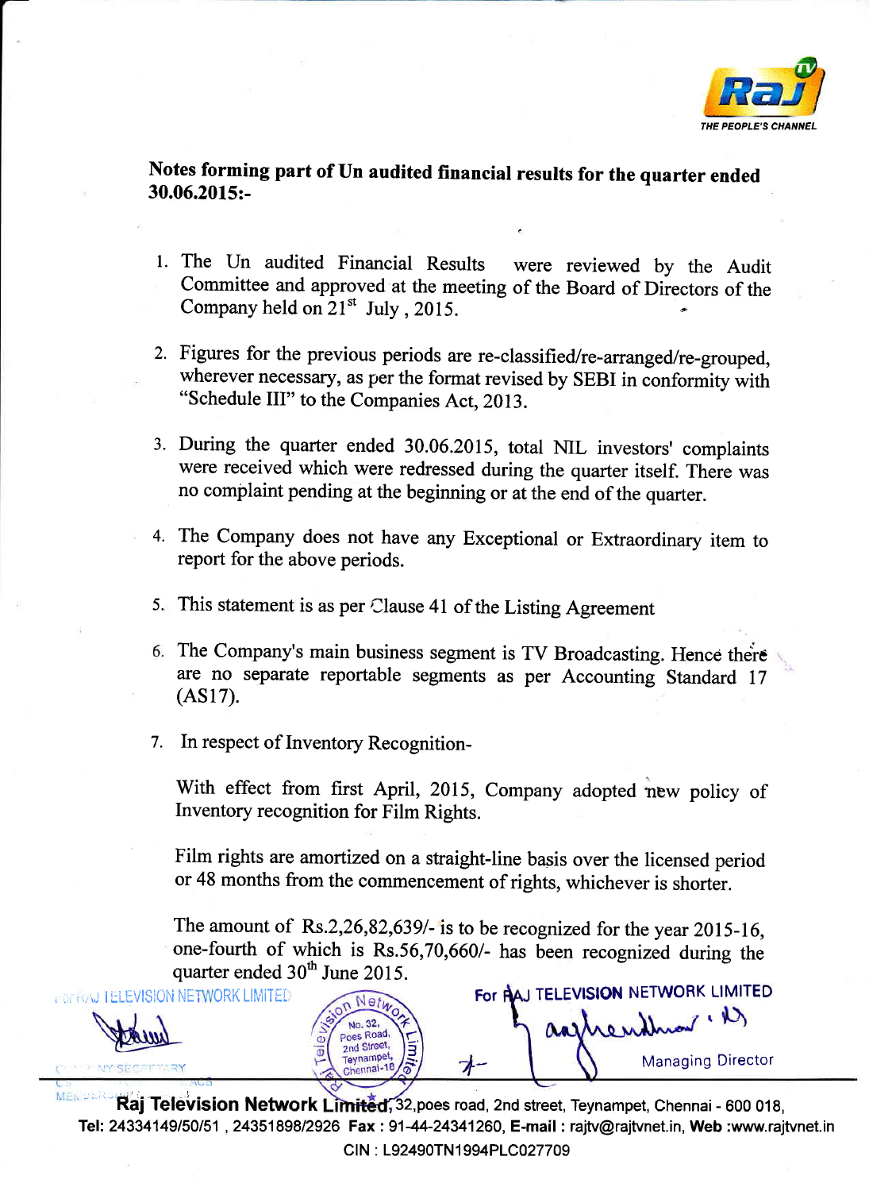## Notes forming part of Un audited financial results for the quarter ended 30.06.2015:-

1. The Un audited Financial Results were reviewed by the Audit Committee and approved at the meeting of the Board of Directors of the Company held on 21st July , 2015.

2. Figures for the previous periods are re-classified/re-arranged/re-grouped, wherever necessary, as per the format revised by SEBI in conformity with "Schedule III" to the Companies Act, 2013.

3. During the quarter ended 30.06.2015, total NIL investors' complaints were received which were redressed during the quarter itself. There was no complaint pending at the beginning or at the end of the quarter.

4. The Company does not have any Exceptional or Extraordinary item to report for the above periods.

5. This statement is as per Clause 41 of the Listing Agreement

6. The Company's main business segment is TV Broadcasting. Hence there are no separate reportable segments as per Accounting Standard 17 (AS17).

7. In respect of Inventory Recognition-

   With effect from first April, 2015, Company adopted new policy of Inventory recognition for Film Rights.

   Film rights are amortized on a straight-line basis over the licensed period or 48 months from the commencement of rights, whichever is shorter.

   The amount of Rs.2,26,82,639/- is to be recognized for the year 2015-16, one-fourth of which is Rs.56,70,660/- has been recognized during the quarter ended 30th June 2015.

For RAJ TELEVISION NETWORK LIMITED

COMPANY SECRETARY

For RAJ TELEVISION NETWORK LIMITED

Managing Director

**Raj Television Network Limited**, 32,poes road, 2nd street, Teynampet, Chennai - 600 018,
**Tel:** 24334149/50/51 , 24351898/2926 **Fax :** 91-44-24341260, **E-mail :** rajtv@rajtvnet.in, **Web :**www.rajtvnet.in
CIN : L92490TN1994PLC027709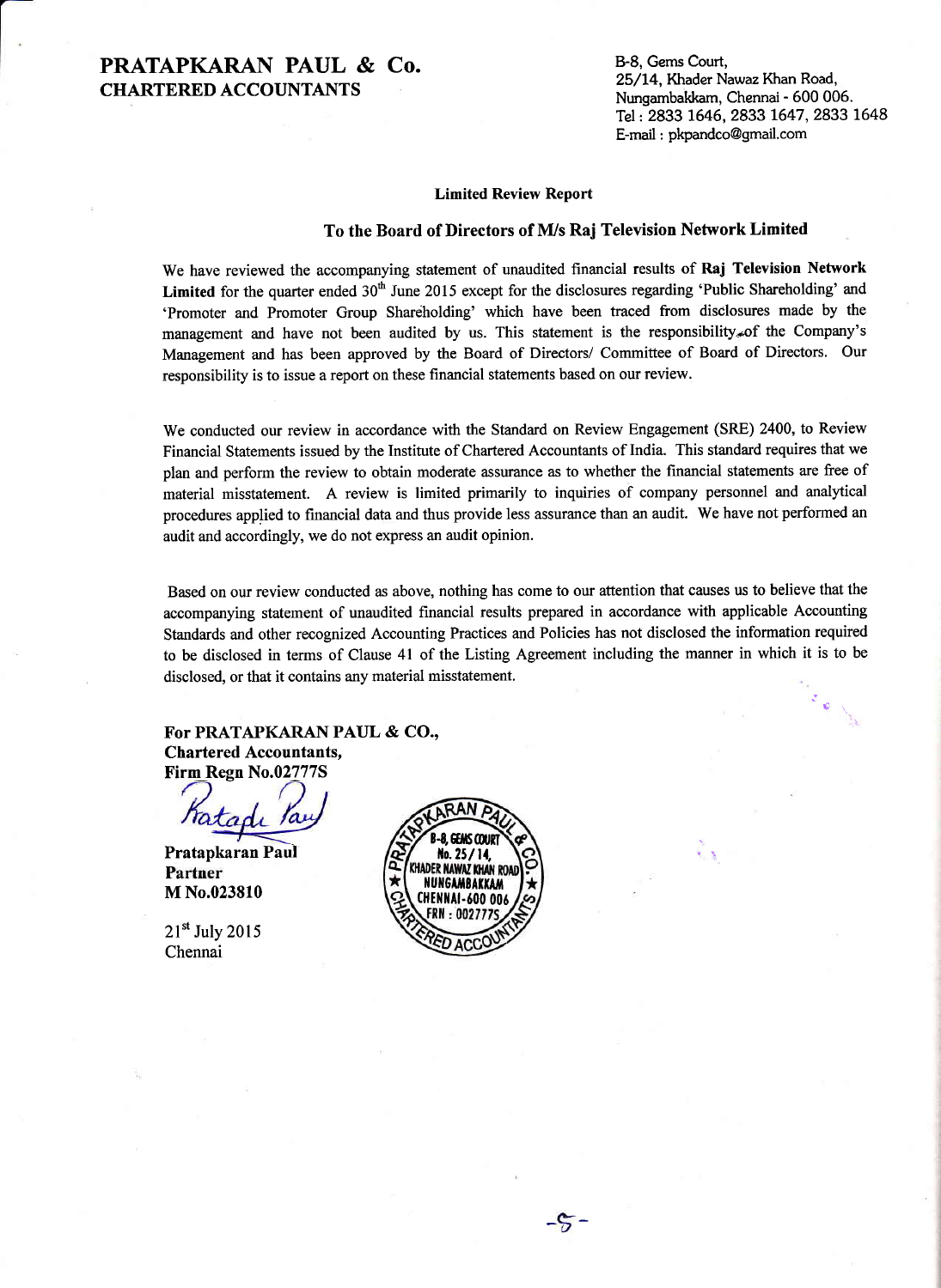# PRATAPKARAN PAUL & Co.
## CHARTERED ACCOUNTANTS

B-8, Gems Court,
25/14, Khader Nawaz Khan Road,
Nungambakkam, Chennai - 600 006.
Tel : 2833 1646, 2833 1647, 2833 1648
E-mail : pkpandco@gmail.com

**Limited Review Report**

**To the Board of Directors of M/s Raj Television Network Limited**

We have reviewed the accompanying statement of unaudited financial results of **Raj Television Network Limited** for the quarter ended 30th June 2015 except for the disclosures regarding 'Public Shareholding' and 'Promoter and Promoter Group Shareholding' which have been traced from disclosures made by the management and have not been audited by us. This statement is the responsibility of the Company's Management and has been approved by the Board of Directors/ Committee of Board of Directors. Our responsibility is to issue a report on these financial statements based on our review.

We conducted our review in accordance with the Standard on Review Engagement (SRE) 2400, to Review Financial Statements issued by the Institute of Chartered Accountants of India. This standard requires that we plan and perform the review to obtain moderate assurance as to whether the financial statements are free of material misstatement. A review is limited primarily to inquiries of company personnel and analytical procedures applied to financial data and thus provide less assurance than an audit. We have not performed an audit and accordingly, we do not express an audit opinion.

Based on our review conducted as above, nothing has come to our attention that causes us to believe that the accompanying statement of unaudited financial results prepared in accordance with applicable Accounting Standards and other recognized Accounting Practices and Policies has not disclosed the information required to be disclosed in terms of Clause 41 of the Listing Agreement including the manner in which it is to be disclosed, or that it contains any material misstatement.

**For PRATAPKARAN PAUL & CO.,**
**Chartered Accountants,**
**Firm Regn No.02777S**

**Pratapkaran Paul**
**Partner**
**M No.023810**

21st July 2015
Chennai

PRATAPKARAN PAUL & CO. CHARTERED ACCOUNTANTS B-8, GEMS COURT No. 25/14, KHADER NAWAZ KHAN ROAD NUNGAMBAKKAM CHENNAI-600 006 FRN : 002777S